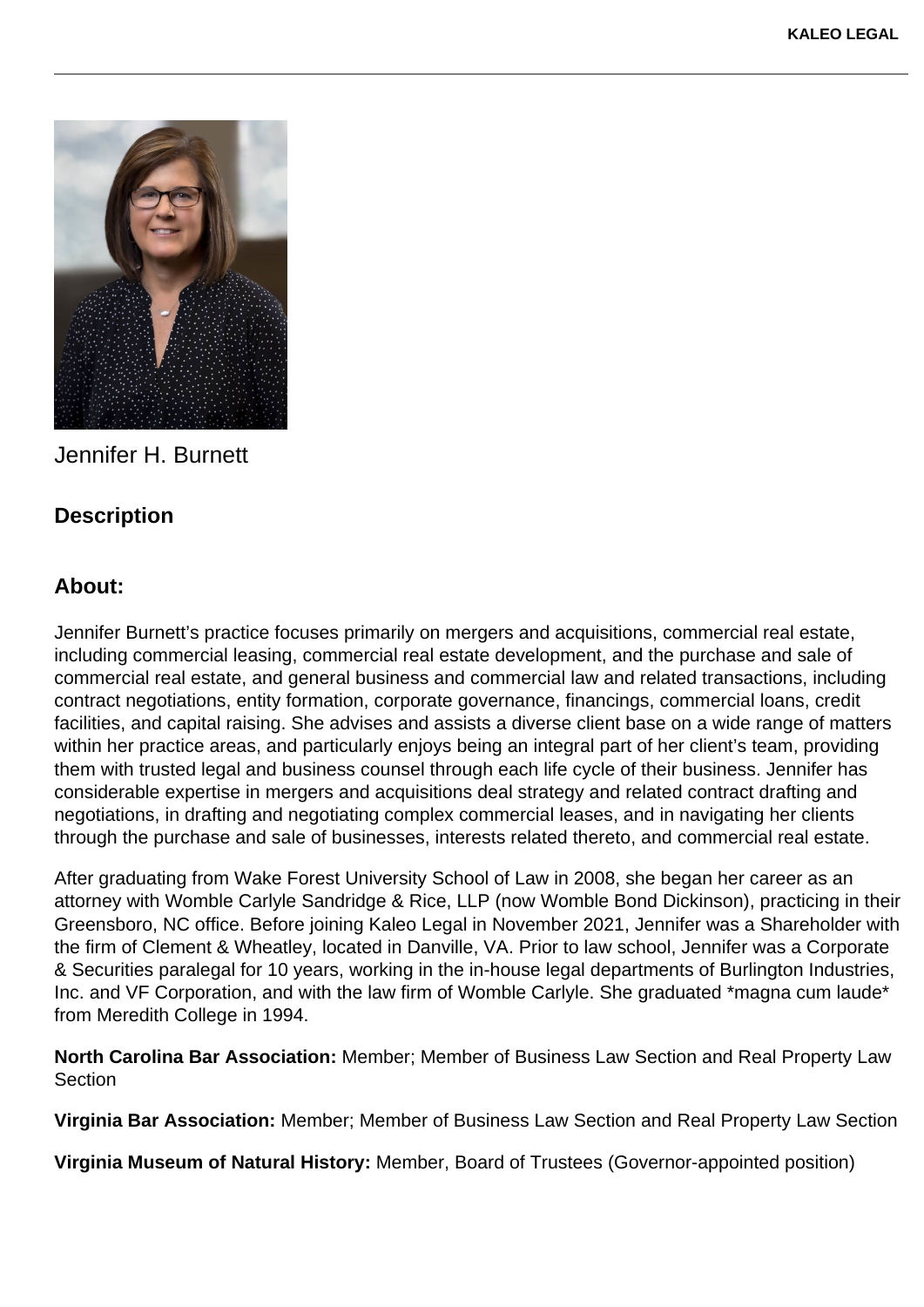Jennifer H. Burnett

## Description

## About:

Jennifer Burnett's practice focuses primarily on mergers and acquisitions, commercial real estate, including commercial leasing, commercial real estate development, and the purchase and sale of commercial real estate, and general business and commercial law and related transactions, including contract negotiations, entity formation, corporate governance, financings, commercial loans, credit facilities, and capital raising. She advises and assists a diverse client base on a wide range of matters within her practice areas, and particularly enjoys being an integral part of her client's team, providing them with trusted legal and business counsel through each life cycle of their business. Jennifer has considerable expertise in mergers and acquisitions deal strategy and related contract drafting and negotiations, in drafting and negotiating complex commercial leases, and in navigating her clients through the purchase and sale of businesses, interests related thereto, and commercial real estate.

After graduating from Wake Forest University School of Law in 2008, she began her career as an attorney with Womble Carlyle Sandridge & Rice, LLP (now Womble Bond Dickinson), practicing in their Greensboro, NC office. Before joining Kaleo Legal in November 2021, Jennifer was a Shareholder with the firm of Clement & Wheatley, located in Danville, VA. Prior to law school, Jennifer was a Corporate & Securities paralegal for 10 years, working in the in-house legal departments of Burlington Industries, Inc. and VF Corporation, and with the law firm of Womble Carlyle. She graduated *magna cum laude* from Meredith College in 1994.

**North Carolina Bar Association:** Member; Member of Business Law Section and Real Property Law Section

**Virginia Bar Association:** Member; Member of Business Law Section and Real Property Law Section

**Virginia Museum of Natural History:** Member, Board of Trustees (Governor-appointed position)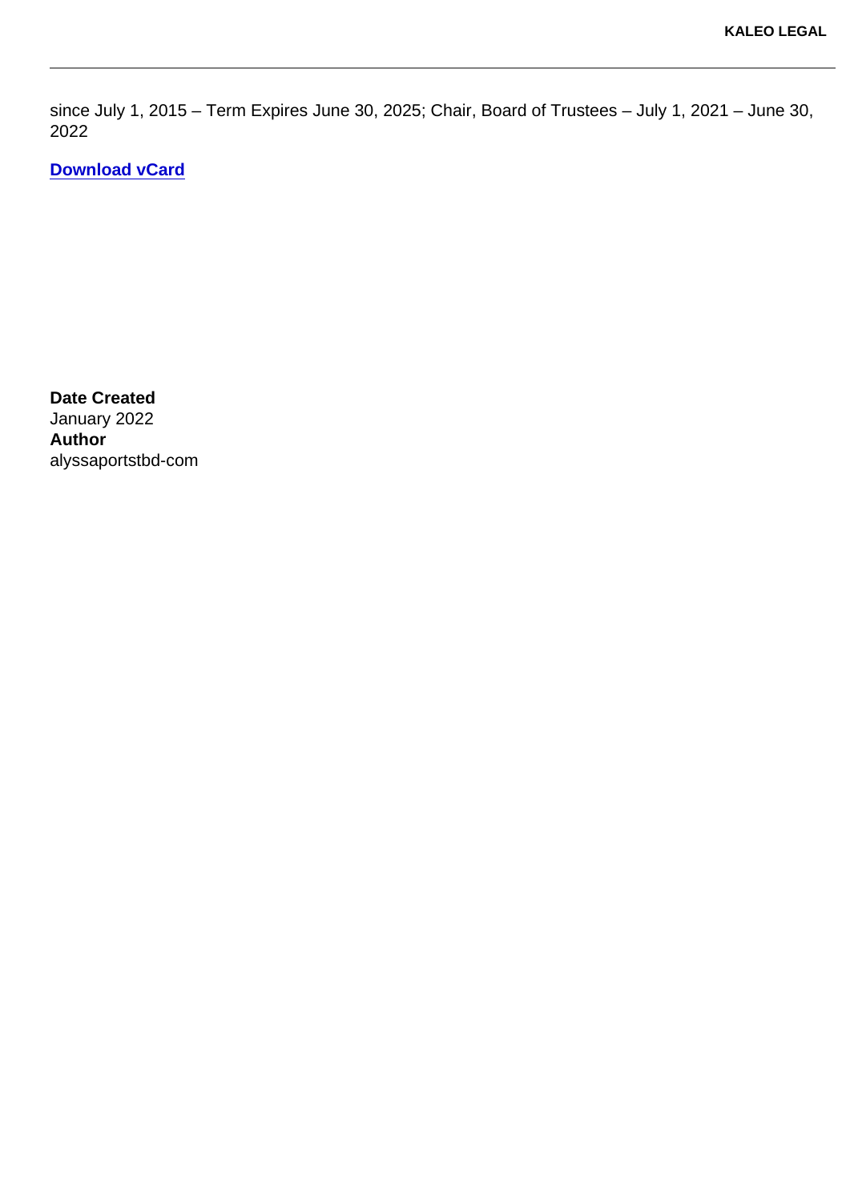since July 1, 2015 – Term Expires June 30, 2025; Chair, Board of Trustees – July 1, 2021 – June 30, 2022

**Download vCard**

**Date Created**
January 2022
**Author**
alyssaportstbd-com